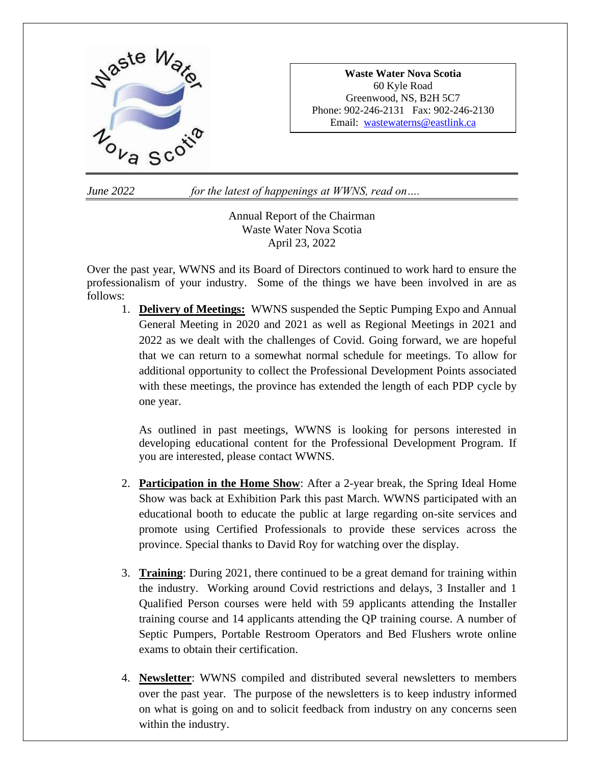**Waste Water Nova Scotia**
60 Kyle Road
Greenwood, NS, B2H 5C7
Phone: 902-246-2131 Fax: 902-246-2130
Email: wastewaterns@eastlink.ca

*June 2022* *for the latest of happenings at WWNS, read on….*

Annual Report of the Chairman
Waste Water Nova Scotia
April 23, 2022

Over the past year, WWNS and its Board of Directors continued to work hard to ensure the professionalism of your industry. Some of the things we have been involved in are as follows:

1. **Delivery of Meetings:** WWNS suspended the Septic Pumping Expo and Annual General Meeting in 2020 and 2021 as well as Regional Meetings in 2021 and 2022 as we dealt with the challenges of Covid. Going forward, we are hopeful that we can return to a somewhat normal schedule for meetings. To allow for additional opportunity to collect the Professional Development Points associated with these meetings, the province has extended the length of each PDP cycle by one year.

   As outlined in past meetings, WWNS is looking for persons interested in developing educational content for the Professional Development Program. If you are interested, please contact WWNS.

2. **Participation in the Home Show**: After a 2-year break, the Spring Ideal Home Show was back at Exhibition Park this past March. WWNS participated with an educational booth to educate the public at large regarding on-site services and promote using Certified Professionals to provide these services across the province. Special thanks to David Roy for watching over the display.

3. **Training**: During 2021, there continued to be a great demand for training within the industry. Working around Covid restrictions and delays, 3 Installer and 1 Qualified Person courses were held with 59 applicants attending the Installer training course and 14 applicants attending the QP training course. A number of Septic Pumpers, Portable Restroom Operators and Bed Flushers wrote online exams to obtain their certification.

4. **Newsletter**: WWNS compiled and distributed several newsletters to members over the past year. The purpose of the newsletters is to keep industry informed on what is going on and to solicit feedback from industry on any concerns seen within the industry.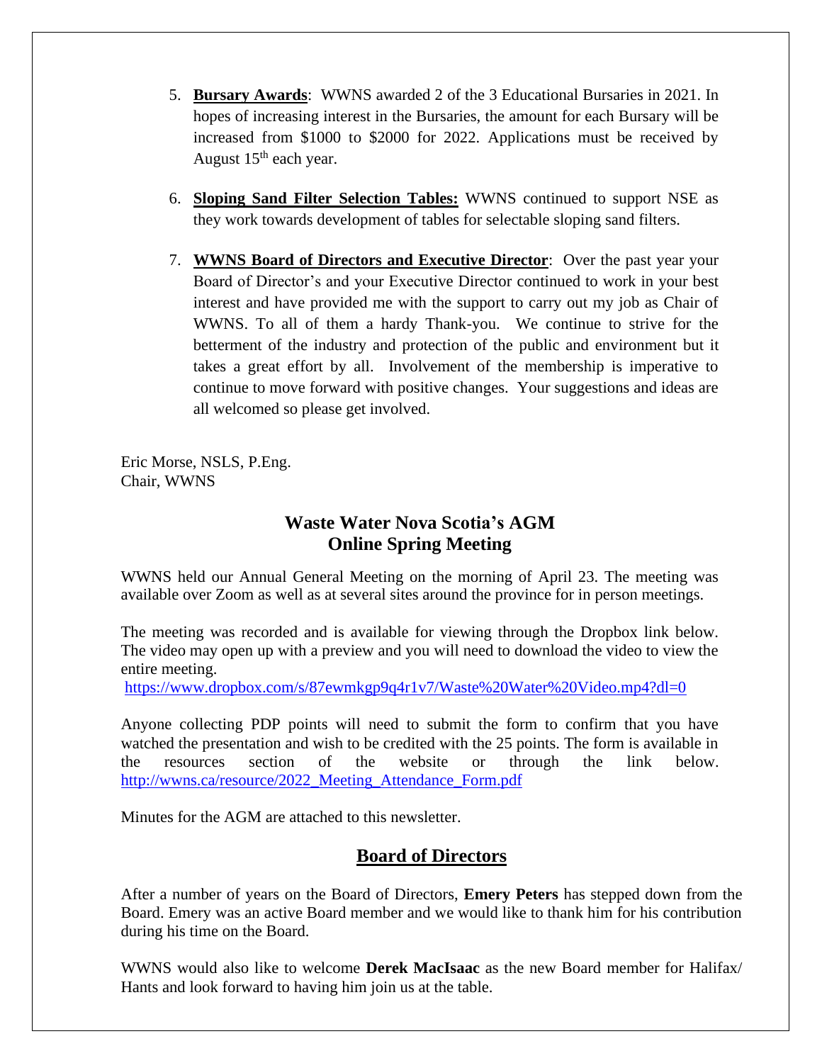5. **Bursary Awards**: WWNS awarded 2 of the 3 Educational Bursaries in 2021. In hopes of increasing interest in the Bursaries, the amount for each Bursary will be increased from $1000 to $2000 for 2022. Applications must be received by August 15th each year.

6. **Sloping Sand Filter Selection Tables:** WWNS continued to support NSE as they work towards development of tables for selectable sloping sand filters.

7. **WWNS Board of Directors and Executive Director**: Over the past year your Board of Director's and your Executive Director continued to work in your best interest and have provided me with the support to carry out my job as Chair of WWNS. To all of them a hardy Thank-you. We continue to strive for the betterment of the industry and protection of the public and environment but it takes a great effort by all. Involvement of the membership is imperative to continue to move forward with positive changes. Your suggestions and ideas are all welcomed so please get involved.

Eric Morse, NSLS, P.Eng.
Chair, WWNS

## Waste Water Nova Scotia's AGM
## Online Spring Meeting

WWNS held our Annual General Meeting on the morning of April 23. The meeting was available over Zoom as well as at several sites around the province for in person meetings.

The meeting was recorded and is available for viewing through the Dropbox link below. The video may open up with a preview and you will need to download the video to view the entire meeting.
https://www.dropbox.com/s/87ewmkgp9q4r1v7/Waste%20Water%20Video.mp4?dl=0

Anyone collecting PDP points will need to submit the form to confirm that you have watched the presentation and wish to be credited with the 25 points. The form is available in the resources section of the website or through the link below. http://wwns.ca/resource/2022_Meeting_Attendance_Form.pdf

Minutes for the AGM are attached to this newsletter.

## Board of Directors

After a number of years on the Board of Directors, **Emery Peters** has stepped down from the Board. Emery was an active Board member and we would like to thank him for his contribution during his time on the Board.

WWNS would also like to welcome **Derek MacIsaac** as the new Board member for Halifax/ Hants and look forward to having him join us at the table.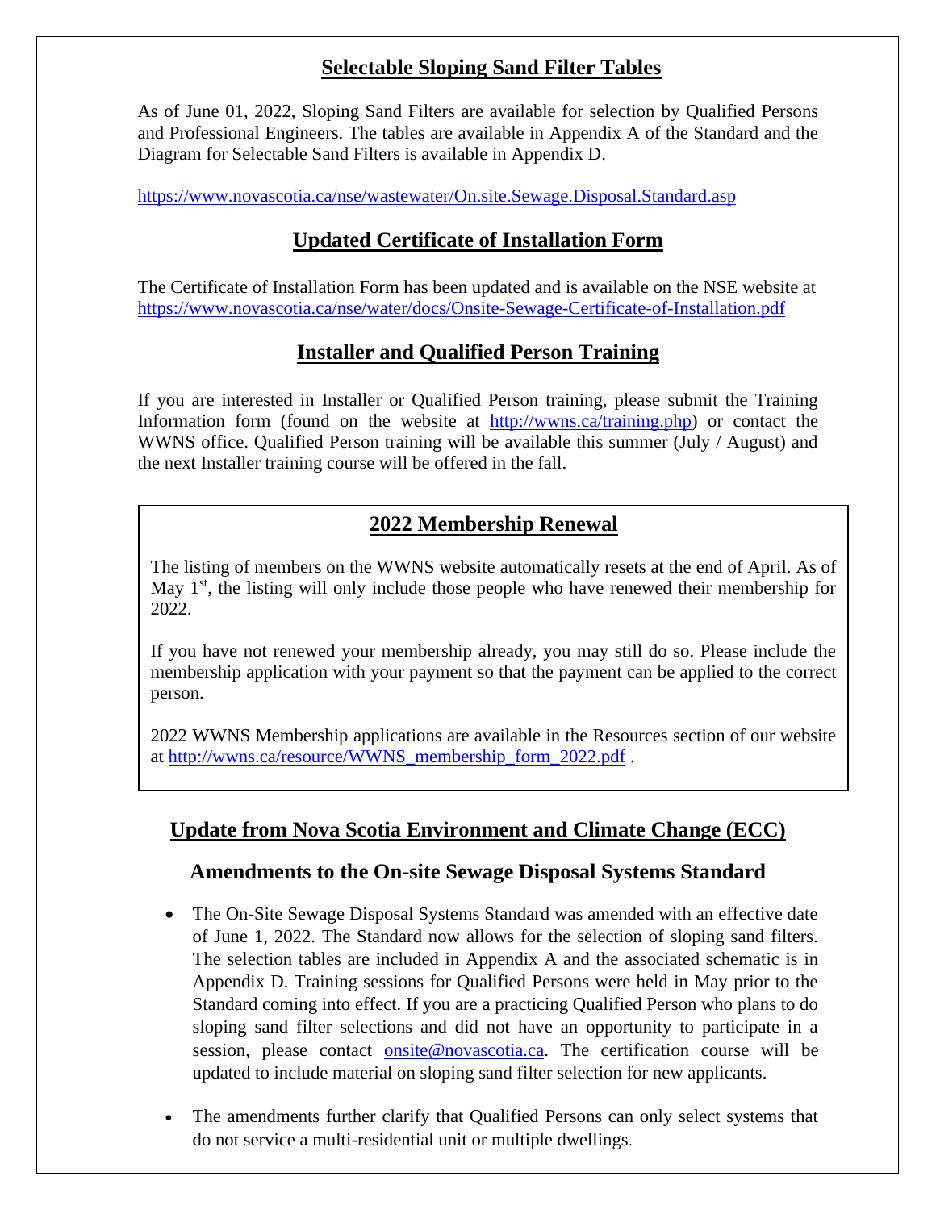## Selectable Sloping Sand Filter Tables

As of June 01, 2022, Sloping Sand Filters are available for selection by Qualified Persons and Professional Engineers. The tables are available in Appendix A of the Standard and the Diagram for Selectable Sand Filters is available in Appendix D.

https://www.novascotia.ca/nse/wastewater/On.site.Sewage.Disposal.Standard.asp

## Updated Certificate of Installation Form

The Certificate of Installation Form has been updated and is available on the NSE website at https://www.novascotia.ca/nse/water/docs/Onsite-Sewage-Certificate-of-Installation.pdf

## Installer and Qualified Person Training

If you are interested in Installer or Qualified Person training, please submit the Training Information form (found on the website at http://wwns.ca/training.php) or contact the WWNS office. Qualified Person training will be available this summer (July / August) and the next Installer training course will be offered in the fall.

## 2022 Membership Renewal

The listing of members on the WWNS website automatically resets at the end of April. As of May 1st, the listing will only include those people who have renewed their membership for 2022.

If you have not renewed your membership already, you may still do so. Please include the membership application with your payment so that the payment can be applied to the correct person.

2022 WWNS Membership applications are available in the Resources section of our website at http://wwns.ca/resource/WWNS_membership_form_2022.pdf .

## Update from Nova Scotia Environment and Climate Change (ECC)

### Amendments to the On-site Sewage Disposal Systems Standard

- The On-Site Sewage Disposal Systems Standard was amended with an effective date of June 1, 2022. The Standard now allows for the selection of sloping sand filters. The selection tables are included in Appendix A and the associated schematic is in Appendix D. Training sessions for Qualified Persons were held in May prior to the Standard coming into effect. If you are a practicing Qualified Person who plans to do sloping sand filter selections and did not have an opportunity to participate in a session, please contact onsite@novascotia.ca. The certification course will be updated to include material on sloping sand filter selection for new applicants.

- The amendments further clarify that Qualified Persons can only select systems that do not service a multi-residential unit or multiple dwellings.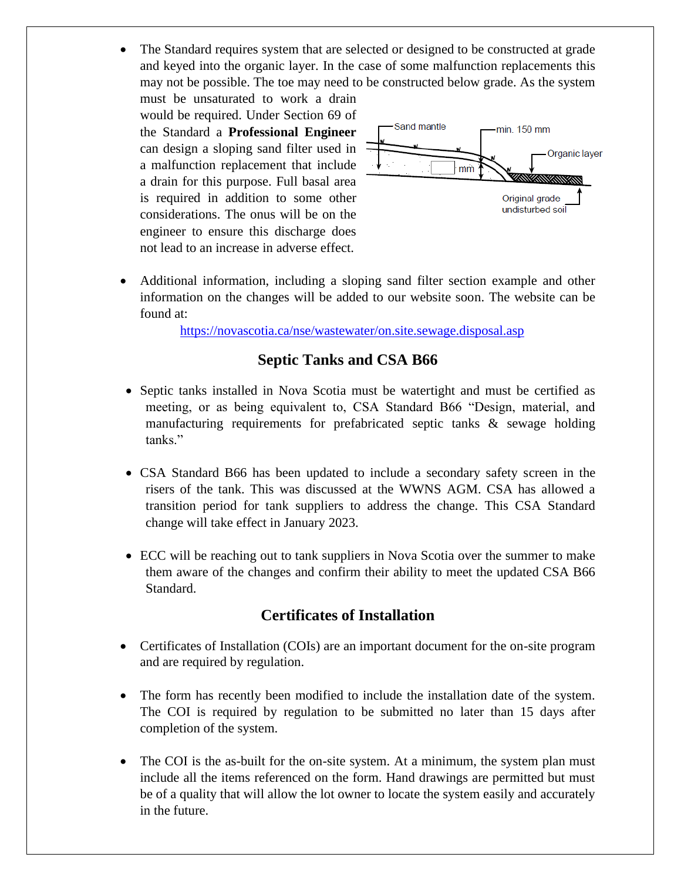- The Standard requires system that are selected or designed to be constructed at grade and keyed into the organic layer. In the case of some malfunction replacements this may not be possible. The toe may need to be constructed below grade. As the system must be unsaturated to work a drain would be required. Under Section 69 of the Standard a **Professional Engineer** can design a sloping sand filter used in a malfunction replacement that include a drain for this purpose. Full basal area is required in addition to some other considerations. The onus will be on the engineer to ensure this discharge does not lead to an increase in adverse effect.

- Additional information, including a sloping sand filter section example and other information on the changes will be added to our website soon. The website can be found at:

  https://novascotia.ca/nse/wastewater/on.site.sewage.disposal.asp

## Septic Tanks and CSA B66

- Septic tanks installed in Nova Scotia must be watertight and must be certified as meeting, or as being equivalent to, CSA Standard B66 "Design, material, and manufacturing requirements for prefabricated septic tanks & sewage holding tanks."

- CSA Standard B66 has been updated to include a secondary safety screen in the risers of the tank. This was discussed at the WWNS AGM. CSA has allowed a transition period for tank suppliers to address the change. This CSA Standard change will take effect in January 2023.

- ECC will be reaching out to tank suppliers in Nova Scotia over the summer to make them aware of the changes and confirm their ability to meet the updated CSA B66 Standard.

## Certificates of Installation

- Certificates of Installation (COIs) are an important document for the on-site program and are required by regulation.

- The form has recently been modified to include the installation date of the system. The COI is required by regulation to be submitted no later than 15 days after completion of the system.

- The COI is the as-built for the on-site system. At a minimum, the system plan must include all the items referenced on the form. Hand drawings are permitted but must be of a quality that will allow the lot owner to locate the system easily and accurately in the future.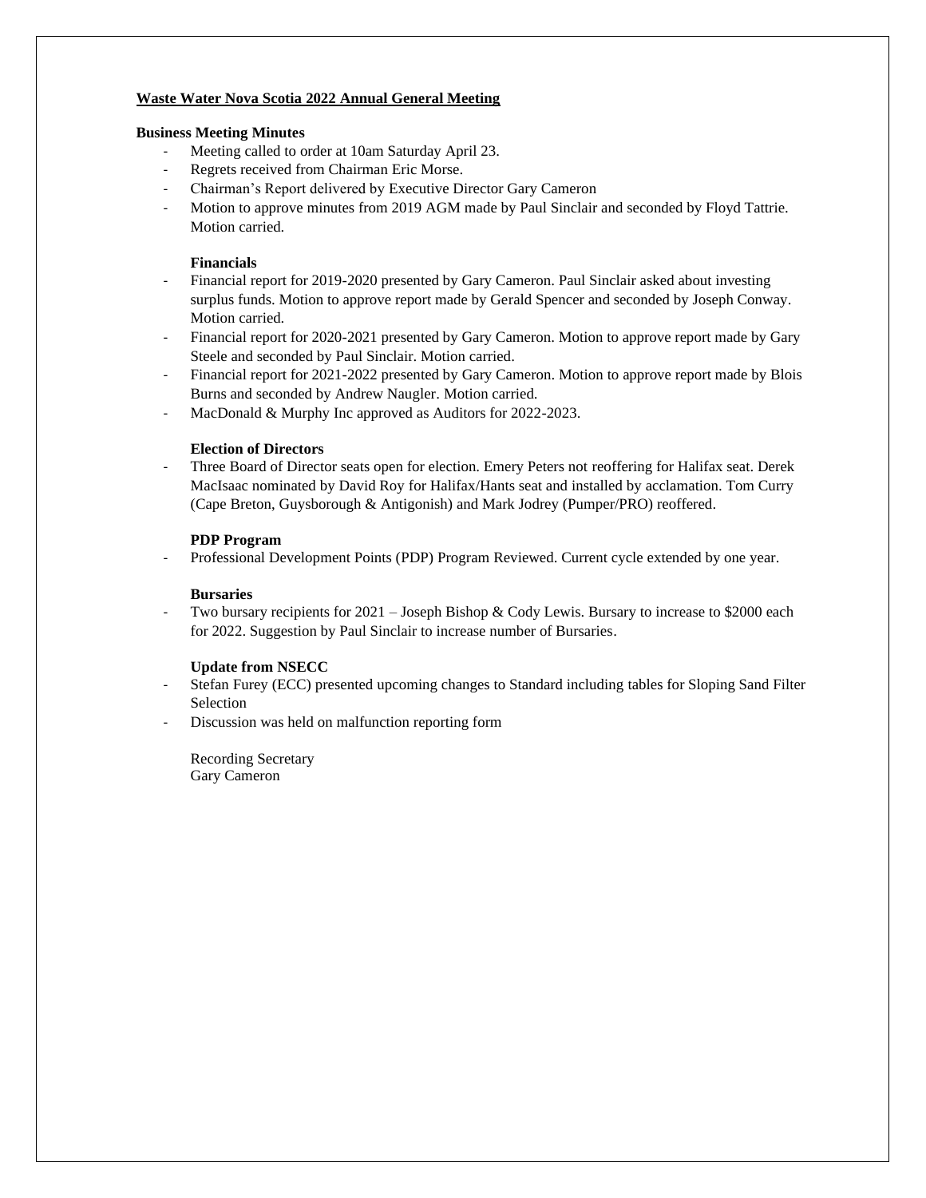**Waste Water Nova Scotia 2022 Annual General Meeting**

**Business Meeting Minutes**

- Meeting called to order at 10am Saturday April 23.
- Regrets received from Chairman Eric Morse.
- Chairman's Report delivered by Executive Director Gary Cameron
- Motion to approve minutes from 2019 AGM made by Paul Sinclair and seconded by Floyd Tattrie. Motion carried.

**Financials**

- Financial report for 2019-2020 presented by Gary Cameron. Paul Sinclair asked about investing surplus funds. Motion to approve report made by Gerald Spencer and seconded by Joseph Conway. Motion carried.
- Financial report for 2020-2021 presented by Gary Cameron. Motion to approve report made by Gary Steele and seconded by Paul Sinclair. Motion carried.
- Financial report for 2021-2022 presented by Gary Cameron. Motion to approve report made by Blois Burns and seconded by Andrew Naugler. Motion carried.
- MacDonald & Murphy Inc approved as Auditors for 2022-2023.

**Election of Directors**

- Three Board of Director seats open for election. Emery Peters not reoffering for Halifax seat. Derek MacIsaac nominated by David Roy for Halifax/Hants seat and installed by acclamation. Tom Curry (Cape Breton, Guysborough & Antigonish) and Mark Jodrey (Pumper/PRO) reoffered.

**PDP Program**

- Professional Development Points (PDP) Program Reviewed. Current cycle extended by one year.

**Bursaries**

- Two bursary recipients for 2021 – Joseph Bishop & Cody Lewis. Bursary to increase to $2000 each for 2022. Suggestion by Paul Sinclair to increase number of Bursaries.

**Update from NSECC**

- Stefan Furey (ECC) presented upcoming changes to Standard including tables for Sloping Sand Filter Selection
- Discussion was held on malfunction reporting form

Recording Secretary
Gary Cameron